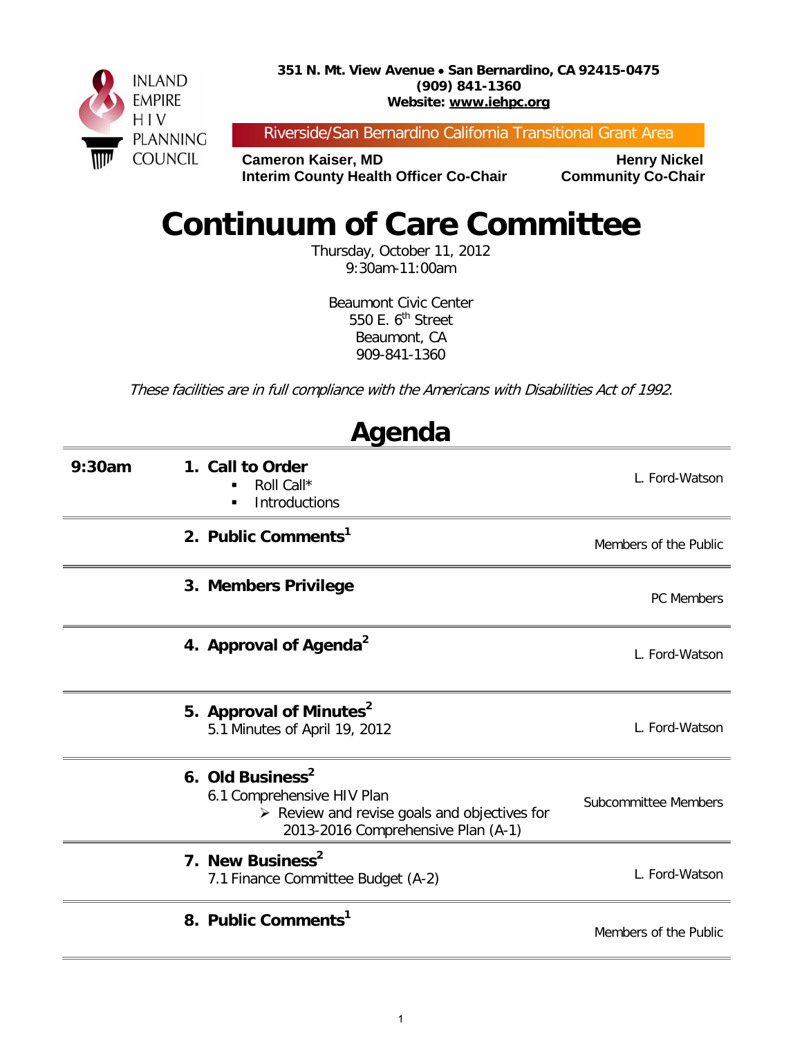INLAND EMPIRE HIV PLANNING COUNCIL

**351 N. Mt. View Avenue • San Bernardino, CA 92415-0475**
**(909) 841-1360**
**Website: www.iehpc.org**

Riverside/San Bernardino California Transitional Grant Area

**Cameron Kaiser, MD**
**Interim County Health Officer Co-Chair**

**Henry Nickel**
**Community Co-Chair**

# Continuum of Care Committee

Thursday, October 11, 2012
9:30am-11:00am

Beaumont Civic Center
550 E. 6th Street
Beaumont, CA
909-841-1360

*These facilities are in full compliance with the Americans with Disabilities Act of 1992.*

## Agenda

| | | |
|---|---|---|
| **9:30am** | **1. Call to Order**<br>▪ Roll Call*<br>▪ Introductions | L. Ford-Watson |
| | **2. Public Comments[1]** | Members of the Public |
| | **3. Members Privilege** | PC Members |
| | **4. Approval of Agenda[2]** | L. Ford-Watson |
| | **5. Approval of Minutes[2]**<br>5.1 Minutes of April 19, 2012 | L. Ford-Watson |
| | **6. Old Business[2]**<br>6.1 Comprehensive HIV Plan<br>➢ Review and revise goals and objectives for 2013-2016 Comprehensive Plan (A-1) | Subcommittee Members |
| | **7. New Business[2]**<br>7.1 Finance Committee Budget (A-2) | L. Ford-Watson |
| | **8. Public Comments[1]** | Members of the Public |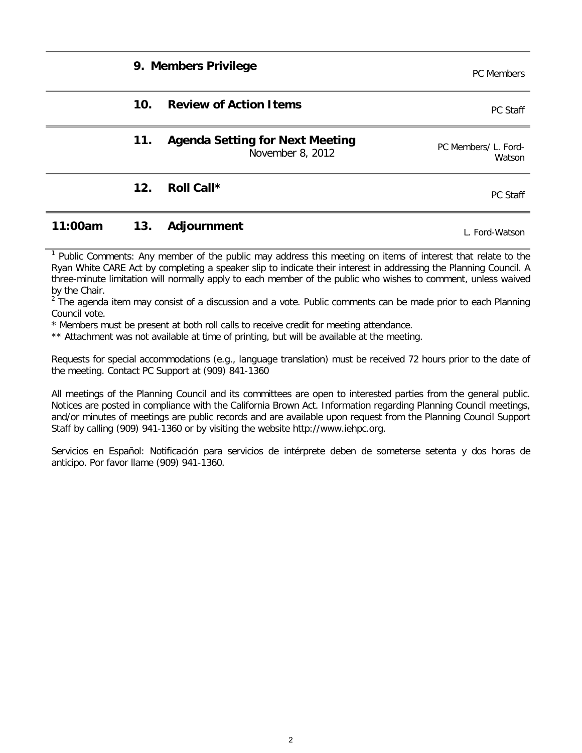| | | | |
|---|---|---|---|
| | **9. Members Privilege** | | PC Members |
| | **10.** | **Review of Action Items** | PC Staff |
| | **11.** | **Agenda Setting for Next Meeting** November 8, 2012 | PC Members/ L. Ford-Watson |
| | **12.** | **Roll Call*** | PC Staff |
| **11:00am** | **13.** | **Adjournment** | L. Ford-Watson |

[1] Public Comments: Any member of the public may address this meeting on items of interest that relate to the Ryan White CARE Act by completing a speaker slip to indicate their interest in addressing the Planning Council. A three-minute limitation will normally apply to each member of the public who wishes to comment, unless waived by the Chair.

[2] The agenda item may consist of a discussion and a vote. Public comments can be made prior to each Planning Council vote.

* Members must be present at both roll calls to receive credit for meeting attendance.

** Attachment was not available at time of printing, but will be available at the meeting.

Requests for special accommodations (e.g., language translation) must be received 72 hours prior to the date of the meeting. Contact PC Support at (909) 841-1360

All meetings of the Planning Council and its committees are open to interested parties from the general public. Notices are posted in compliance with the California Brown Act. Information regarding Planning Council meetings, and/or minutes of meetings are public records and are available upon request from the Planning Council Support Staff by calling (909) 941-1360 or by visiting the website http://www.iehpc.org.

Servicios en Español: Notificación para servicios de intérprete deben de someterse setenta y dos horas de anticipo. Por favor llame (909) 941-1360.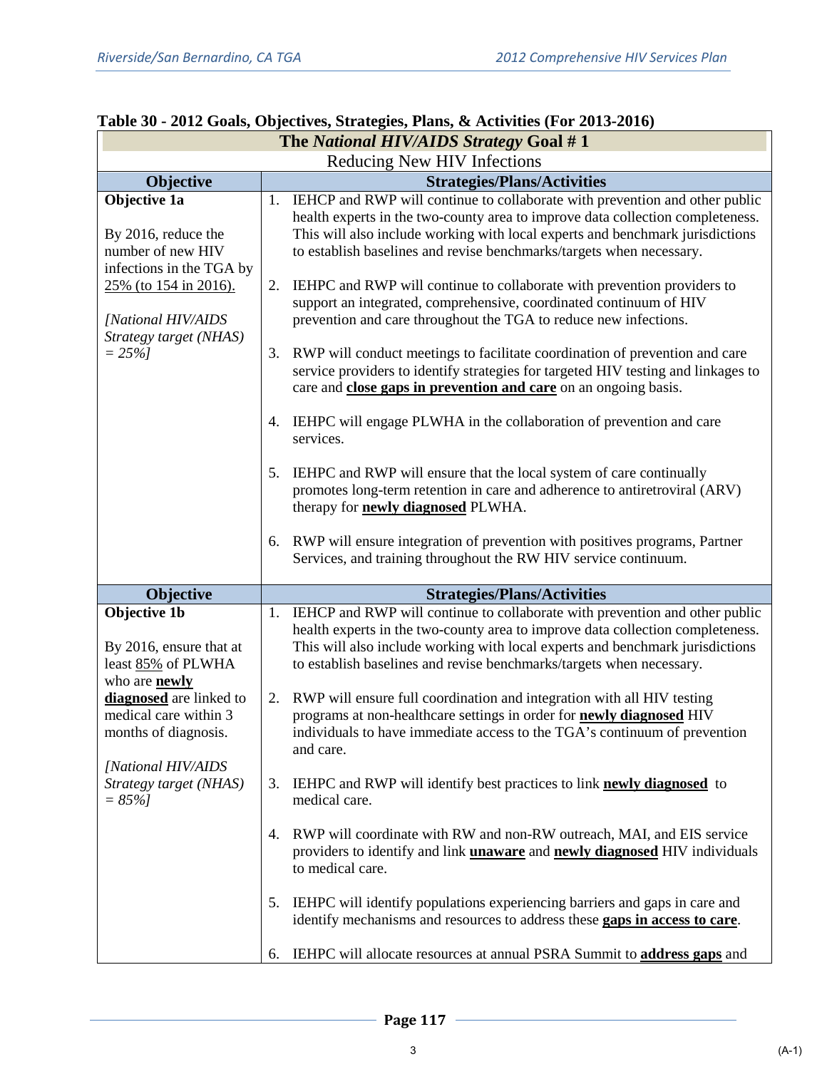**Table 30 - 2012 Goals, Objectives, Strategies, Plans, & Activities (For 2013-2016)**

| The *National HIV/AIDS Strategy* Goal # 1<br>Reducing New HIV Infections | |
|---|---|
| **Objective** | **Strategies/Plans/Activities** |
| **Objective 1a**<br><br>By 2016, reduce the number of new HIV infections in the TGA by 25% (to 154 in 2016).<br><br>*[National HIV/AIDS Strategy target (NHAS) = 25%]* | 1. IEHCP and RWP will continue to collaborate with prevention and other public health experts in the two-county area to improve data collection completeness. This will also include working with local experts and benchmark jurisdictions to establish baselines and revise benchmarks/targets when necessary.<br><br>2. IEHPC and RWP will continue to collaborate with prevention providers to support an integrated, comprehensive, coordinated continuum of HIV prevention and care throughout the TGA to reduce new infections.<br><br>3. RWP will conduct meetings to facilitate coordination of prevention and care service providers to identify strategies for targeted HIV testing and linkages to care and **close gaps in prevention and care** on an ongoing basis.<br><br>4. IEHPC will engage PLWHA in the collaboration of prevention and care services.<br><br>5. IEHPC and RWP will ensure that the local system of care continually promotes long-term retention in care and adherence to antiretroviral (ARV) therapy for **newly diagnosed** PLWHA.<br><br>6. RWP will ensure integration of prevention with positives programs, Partner Services, and training throughout the RW HIV service continuum. |
| **Objective** | **Strategies/Plans/Activities** |
| **Objective 1b**<br><br>By 2016, ensure that at least 85% of PLWHA who are **newly diagnosed** are linked to medical care within 3 months of diagnosis.<br><br>*[National HIV/AIDS Strategy target (NHAS) = 85%]* | 1. IEHCP and RWP will continue to collaborate with prevention and other public health experts in the two-county area to improve data collection completeness. This will also include working with local experts and benchmark jurisdictions to establish baselines and revise benchmarks/targets when necessary.<br><br>2. RWP will ensure full coordination and integration with all HIV testing programs at non-healthcare settings in order for **newly diagnosed** HIV individuals to have immediate access to the TGA's continuum of prevention and care.<br><br>3. IEHPC and RWP will identify best practices to link **newly diagnosed** to medical care.<br><br>4. RWP will coordinate with RW and non-RW outreach, MAI, and EIS service providers to identify and link **unaware** and **newly diagnosed** HIV individuals to medical care.<br><br>5. IEHPC will identify populations experiencing barriers and gaps in care and identify mechanisms and resources to address these **gaps in access to care**.<br><br>6. IEHPC will allocate resources at annual PSRA Summit to **address gaps** and |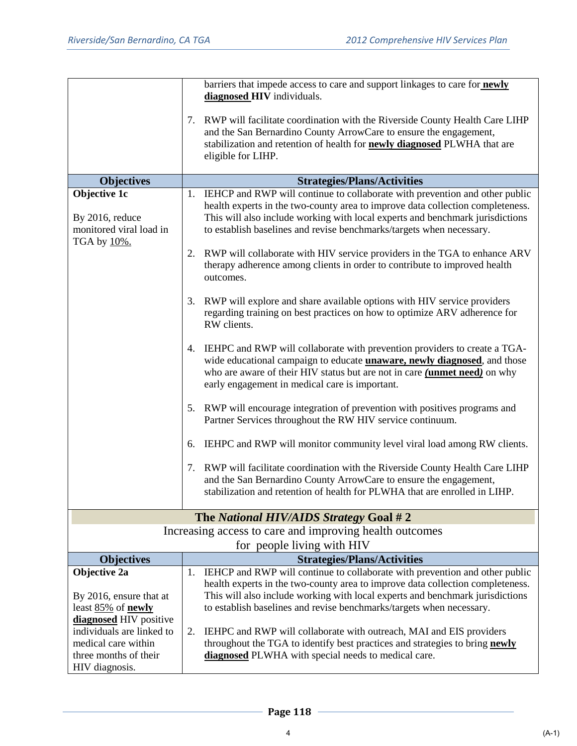| Objectives | Strategies/Plans/Activities |
|---|---|
| | barriers that impede access to care and support linkages to care for **newly diagnosed HIV** individuals.<br><br>7. RWP will facilitate coordination with the Riverside County Health Care LIHP and the San Bernardino County ArrowCare to ensure the engagement, stabilization and retention of health for **newly diagnosed** PLWHA that are eligible for LIHP. |

| Objectives | Strategies/Plans/Activities |
|---|---|
| **Objective 1c**<br><br>By 2016, reduce monitored viral load in TGA by 10%. | 1. IEHCP and RWP will continue to collaborate with prevention and other public health experts in the two-county area to improve data collection completeness. This will also include working with local experts and benchmark jurisdictions to establish baselines and revise benchmarks/targets when necessary.<br><br>2. RWP will collaborate with HIV service providers in the TGA to enhance ARV therapy adherence among clients in order to contribute to improved health outcomes.<br><br>3. RWP will explore and share available options with HIV service providers regarding training on best practices on how to optimize ARV adherence for RW clients.<br><br>4. IEHPC and RWP will collaborate with prevention providers to create a TGA-wide educational campaign to educate **unaware, newly diagnosed**, and those who are aware of their HIV status but are not in care ***(unmet need)*** on why early engagement in medical care is important.<br><br>5. RWP will encourage integration of prevention with positives programs and Partner Services throughout the RW HIV service continuum.<br><br>6. IEHPC and RWP will monitor community level viral load among RW clients.<br><br>7. RWP will facilitate coordination with the Riverside County Health Care LIHP and the San Bernardino County ArrowCare to ensure the engagement, stabilization and retention of health for PLWHA that are enrolled in LIHP. |

**The *National HIV/AIDS Strategy* Goal # 2**

Increasing access to care and improving health outcomes for people living with HIV

| Objectives | Strategies/Plans/Activities |
|---|---|
| **Objective 2a**<br><br>By 2016, ensure that at least 85% of **newly diagnosed** HIV positive individuals are linked to medical care within three months of their HIV diagnosis. | 1. IEHCP and RWP will continue to collaborate with prevention and other public health experts in the two-county area to improve data collection completeness. This will also include working with local experts and benchmark jurisdictions to establish baselines and revise benchmarks/targets when necessary.<br><br>2. IEHPC and RWP will collaborate with outreach, MAI and EIS providers throughout the TGA to identify best practices and strategies to bring **newly diagnosed** PLWHA with special needs to medical care. |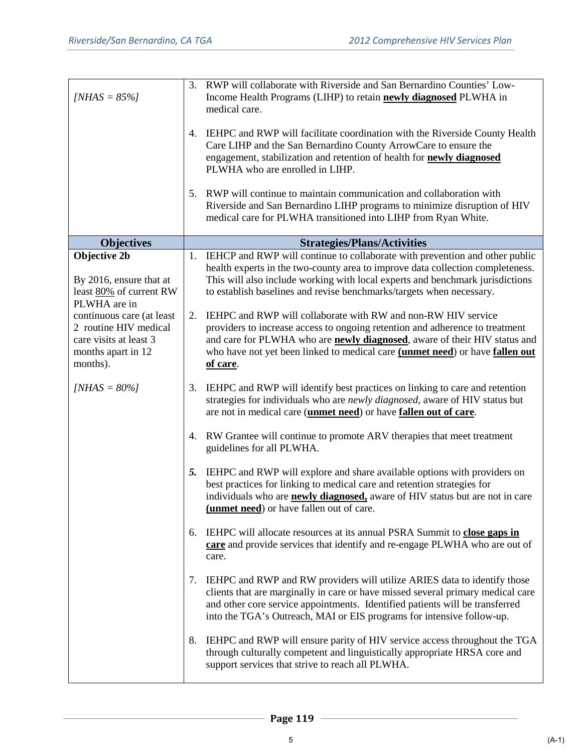| | |
|---|---|
| *[NHAS = 85%]* | 3. RWP will collaborate with Riverside and San Bernardino Counties' Low-Income Health Programs (LIHP) to retain **<u>newly diagnosed</u>** PLWHA in medical care.<br><br>4. IEHPC and RWP will facilitate coordination with the Riverside County Health Care LIHP and the San Bernardino County ArrowCare to ensure the engagement, stabilization and retention of health for **<u>newly diagnosed</u>** PLWHA who are enrolled in LIHP.<br><br>5. RWP will continue to maintain communication and collaboration with Riverside and San Bernardino LIHP programs to minimize disruption of HIV medical care for PLWHA transitioned into LIHP from Ryan White. |
| **Objectives** | **Strategies/Plans/Activities** |
| **Objective 2b**<br><br>By 2016, ensure that at least <u>80%</u> of current RW PLWHA are in continuous care (at least 2 routine HIV medical care visits at least 3 months apart in 12 months).<br><br>*[NHAS = 80%]* | 1. IEHCP and RWP will continue to collaborate with prevention and other public health experts in the two-county area to improve data collection completeness. This will also include working with local experts and benchmark jurisdictions to establish baselines and revise benchmarks/targets when necessary.<br><br>2. IEHPC and RWP will collaborate with RW and non-RW HIV service providers to increase access to ongoing retention and adherence to treatment and care for PLWHA who are **<u>newly diagnosed</u>**, aware of their HIV status and who have not yet been linked to medical care **<u>(unmet need</u>**) or have **<u>fallen out of care</u>**.<br><br>3. IEHPC and RWP will identify best practices on linking to care and retention strategies for individuals who are *newly diagnosed*, aware of HIV status but are not in medical care (**<u>unmet need</u>**) or have **<u>fallen out of care</u>**.<br><br>4. RW Grantee will continue to promote ARV therapies that meet treatment guidelines for all PLWHA.<br><br>***5.*** IEHPC and RWP will explore and share available options with providers on best practices for linking to medical care and retention strategies for individuals who are **<u>newly diagnosed,</u>** aware of HIV status but are not in care **<u>(unmet need</u>**) or have fallen out of care.<br><br>6. IEHPC will allocate resources at its annual PSRA Summit to **<u>close gaps in care</u>** and provide services that identify and re-engage PLWHA who are out of care.<br><br>7. IEHPC and RWP and RW providers will utilize ARIES data to identify those clients that are marginally in care or have missed several primary medical care and other core service appointments. Identified patients will be transferred into the TGA's Outreach, MAI or EIS programs for intensive follow-up.<br><br>8. IEHPC and RWP will ensure parity of HIV service access throughout the TGA through culturally competent and linguistically appropriate HRSA core and support services that strive to reach all PLWHA. |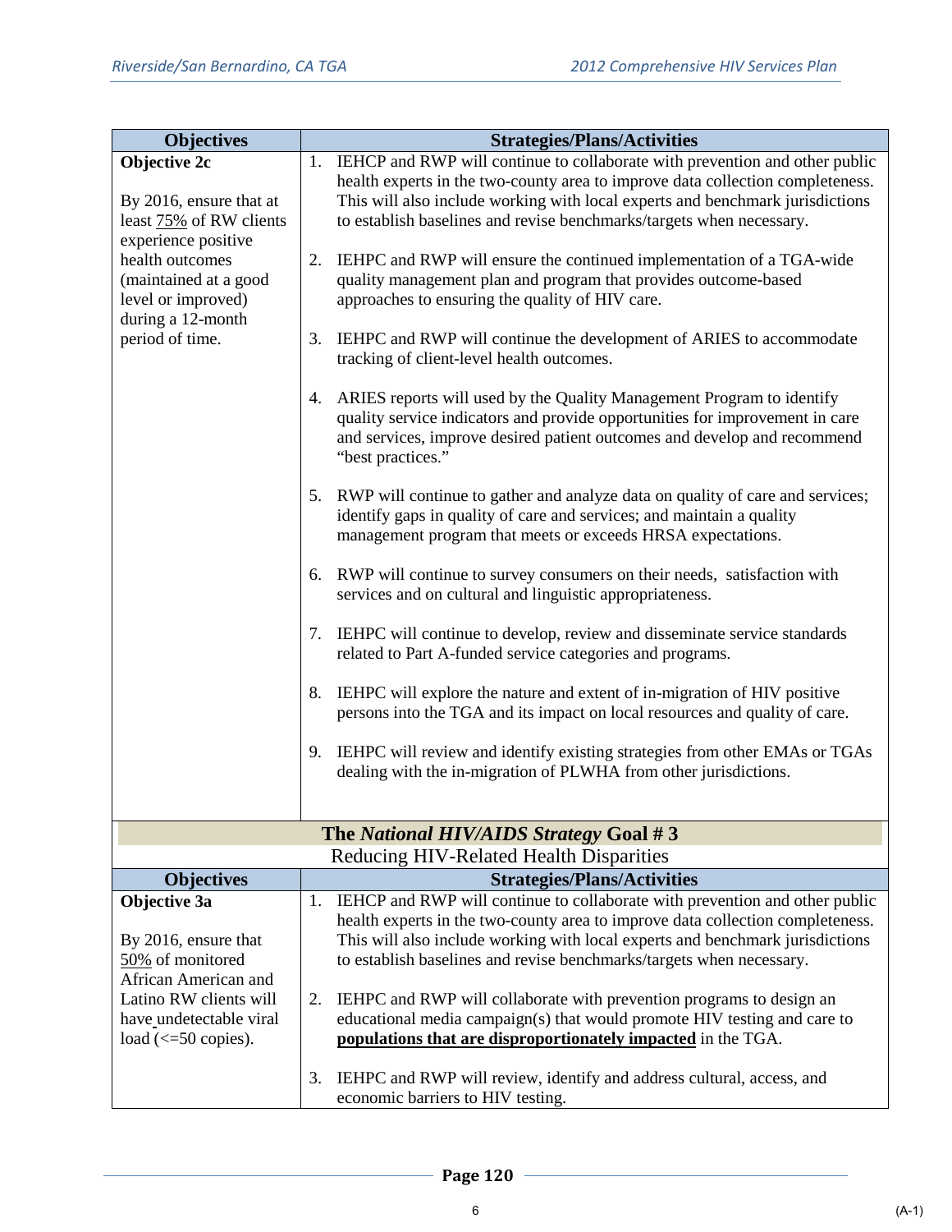| Objectives | Strategies/Plans/Activities |
|---|---|
| **Objective 2c**<br><br>By 2016, ensure that at least <u>75%</u> of RW clients experience positive health outcomes (maintained at a good level or improved) during a 12-month period of time. | 1. IEHCP and RWP will continue to collaborate with prevention and other public health experts in the two-county area to improve data collection completeness. This will also include working with local experts and benchmark jurisdictions to establish baselines and revise benchmarks/targets when necessary.<br><br>2. IEHPC and RWP will ensure the continued implementation of a TGA-wide quality management plan and program that provides outcome-based approaches to ensuring the quality of HIV care.<br><br>3. IEHPC and RWP will continue the development of ARIES to accommodate tracking of client-level health outcomes.<br><br>4. ARIES reports will used by the Quality Management Program to identify quality service indicators and provide opportunities for improvement in care and services, improve desired patient outcomes and develop and recommend "best practices."<br><br>5. RWP will continue to gather and analyze data on quality of care and services; identify gaps in quality of care and services; and maintain a quality management program that meets or exceeds HRSA expectations.<br><br>6. RWP will continue to survey consumers on their needs, satisfaction with services and on cultural and linguistic appropriateness.<br><br>7. IEHPC will continue to develop, review and disseminate service standards related to Part A-funded service categories and programs.<br><br>8. IEHPC will explore the nature and extent of in-migration of HIV positive persons into the TGA and its impact on local resources and quality of care.<br><br>9. IEHPC will review and identify existing strategies from other EMAs or TGAs dealing with the in-migration of PLWHA from other jurisdictions. |

**The *National HIV/AIDS Strategy* Goal # 3**

Reducing HIV-Related Health Disparities

| Objectives | Strategies/Plans/Activities |
|---|---|
| **Objective 3a**<br><br>By 2016, ensure that <u>50%</u> of monitored African American and Latino RW clients will have undetectable viral load (<=50 copies). | 1. IEHCP and RWP will continue to collaborate with prevention and other public health experts in the two-county area to improve data collection completeness. This will also include working with local experts and benchmark jurisdictions to establish baselines and revise benchmarks/targets when necessary.<br><br>2. IEHPC and RWP will collaborate with prevention programs to design an educational media campaign(s) that would promote HIV testing and care to **<u>populations that are disproportionately impacted</u>** in the TGA.<br><br>3. IEHPC and RWP will review, identify and address cultural, access, and economic barriers to HIV testing. |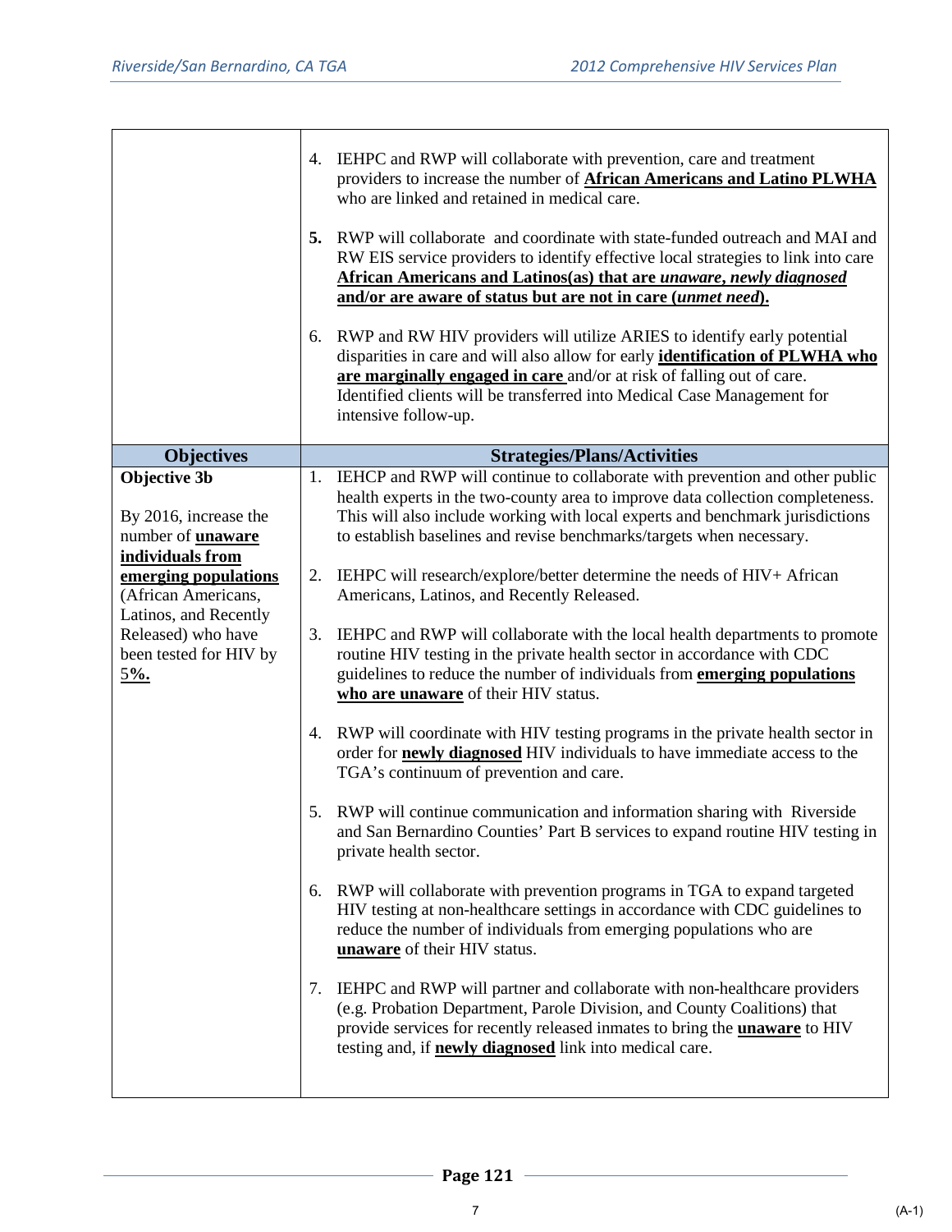| | |
|---|---|
| | 4. IEHPC and RWP will collaborate with prevention, care and treatment providers to increase the number of **African Americans and Latino PLWHA** who are linked and retained in medical care.<br><br>**5.** RWP will collaborate and coordinate with state-funded outreach and MAI and RW EIS service providers to identify effective local strategies to link into care **African Americans and Latinos(as) that are *unaware*, *newly diagnosed* and/or are aware of status but are not in care (*unmet need*).**<br><br>6. RWP and RW HIV providers will utilize ARIES to identify early potential disparities in care and will also allow for early **identification of PLWHA who are marginally engaged in care** and/or at risk of falling out of care. Identified clients will be transferred into Medical Case Management for intensive follow-up. |
| **Objectives** | **Strategies/Plans/Activities** |
| **Objective 3b**<br><br>By 2016, increase the number of **unaware individuals from emerging populations** (African Americans, Latinos, and Recently Released) who have been tested for HIV by 5**%.** | 1. IEHCP and RWP will continue to collaborate with prevention and other public health experts in the two-county area to improve data collection completeness. This will also include working with local experts and benchmark jurisdictions to establish baselines and revise benchmarks/targets when necessary.<br><br>2. IEHPC will research/explore/better determine the needs of HIV+ African Americans, Latinos, and Recently Released.<br><br>3. IEHPC and RWP will collaborate with the local health departments to promote routine HIV testing in the private health sector in accordance with CDC guidelines to reduce the number of individuals from **emerging populations who are unaware** of their HIV status.<br><br>4. RWP will coordinate with HIV testing programs in the private health sector in order for **newly diagnosed** HIV individuals to have immediate access to the TGA's continuum of prevention and care.<br><br>5. RWP will continue communication and information sharing with Riverside and San Bernardino Counties' Part B services to expand routine HIV testing in private health sector.<br><br>6. RWP will collaborate with prevention programs in TGA to expand targeted HIV testing at non-healthcare settings in accordance with CDC guidelines to reduce the number of individuals from emerging populations who are **unaware** of their HIV status.<br><br>7. IEHPC and RWP will partner and collaborate with non-healthcare providers (e.g. Probation Department, Parole Division, and County Coalitions) that provide services for recently released inmates to bring the **unaware** to HIV testing and, if **newly diagnosed** link into medical care. |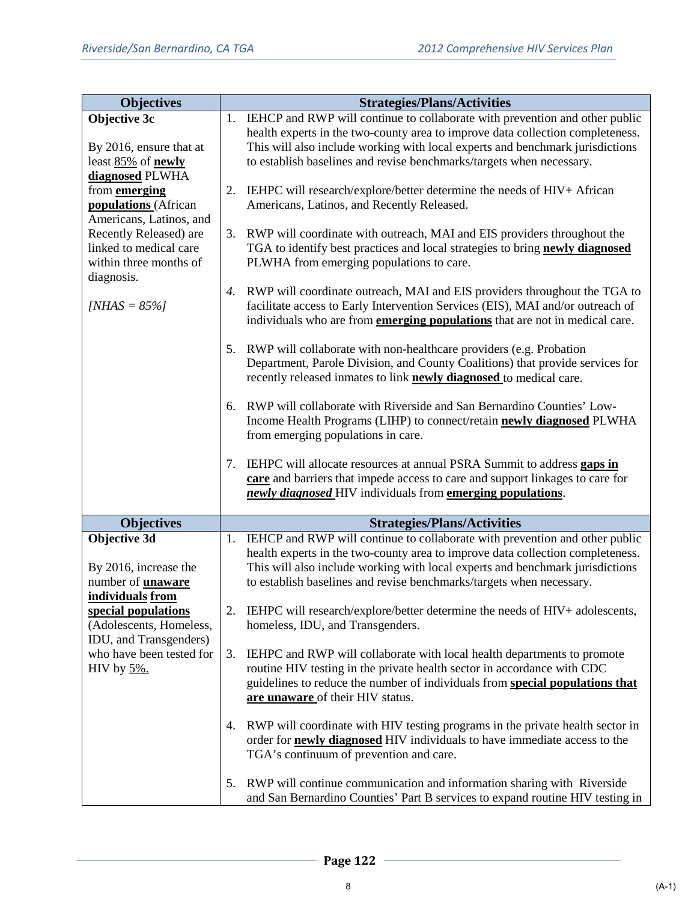| Objectives | Strategies/Plans/Activities |
|---|---|
| **Objective 3c**<br><br>By 2016, ensure that at least <u>85%</u> of <u>**newly diagnosed**</u> PLWHA from <u>**emerging populations**</u> (African Americans, Latinos, and Recently Released) are linked to medical care within three months of diagnosis.<br><br>*[NHAS = 85%]* | 1. IEHCP and RWP will continue to collaborate with prevention and other public health experts in the two-county area to improve data collection completeness. This will also include working with local experts and benchmark jurisdictions to establish baselines and revise benchmarks/targets when necessary.<br><br>2. IEHPC will research/explore/better determine the needs of HIV+ African Americans, Latinos, and Recently Released.<br><br>3. RWP will coordinate with outreach, MAI and EIS providers throughout the TGA to identify best practices and local strategies to bring <u>**newly diagnosed**</u> PLWHA from emerging populations to care.<br><br>*4.* RWP will coordinate outreach, MAI and EIS providers throughout the TGA to facilitate access to Early Intervention Services (EIS), MAI and/or outreach of individuals who are from <u>**emerging populations**</u> that are not in medical care.<br><br>5. RWP will collaborate with non-healthcare providers (e.g. Probation Department, Parole Division, and County Coalitions) that provide services for recently released inmates to link <u>**newly diagnosed**</u> to medical care.<br><br>6. RWP will collaborate with Riverside and San Bernardino Counties' Low-Income Health Programs (LIHP) to connect/retain <u>**newly diagnosed**</u> PLWHA from emerging populations in care.<br><br>7. IEHPC will allocate resources at annual PSRA Summit to address <u>**gaps in care**</u> and barriers that impede access to care and support linkages to care for <u>***newly diagnosed***</u> HIV individuals from <u>**emerging populations**</u>. |

| Objectives | Strategies/Plans/Activities |
|---|---|
| **Objective 3d**<br><br>By 2016, increase the number of <u>**unaware individuals from special populations**</u> (Adolescents, Homeless, IDU, and Transgenders) who have been tested for HIV by <u>5%.</u> | 1. IEHCP and RWP will continue to collaborate with prevention and other public health experts in the two-county area to improve data collection completeness. This will also include working with local experts and benchmark jurisdictions to establish baselines and revise benchmarks/targets when necessary.<br><br>2. IEHPC will research/explore/better determine the needs of HIV+ adolescents, homeless, IDU, and Transgenders.<br><br>3. IEHPC and RWP will collaborate with local health departments to promote routine HIV testing in the private health sector in accordance with CDC guidelines to reduce the number of individuals from <u>**special populations that are unaware**</u> of their HIV status.<br><br>4. RWP will coordinate with HIV testing programs in the private health sector in order for <u>**newly diagnosed**</u> HIV individuals to have immediate access to the TGA's continuum of prevention and care.<br><br>5. RWP will continue communication and information sharing with Riverside and San Bernardino Counties' Part B services to expand routine HIV testing in |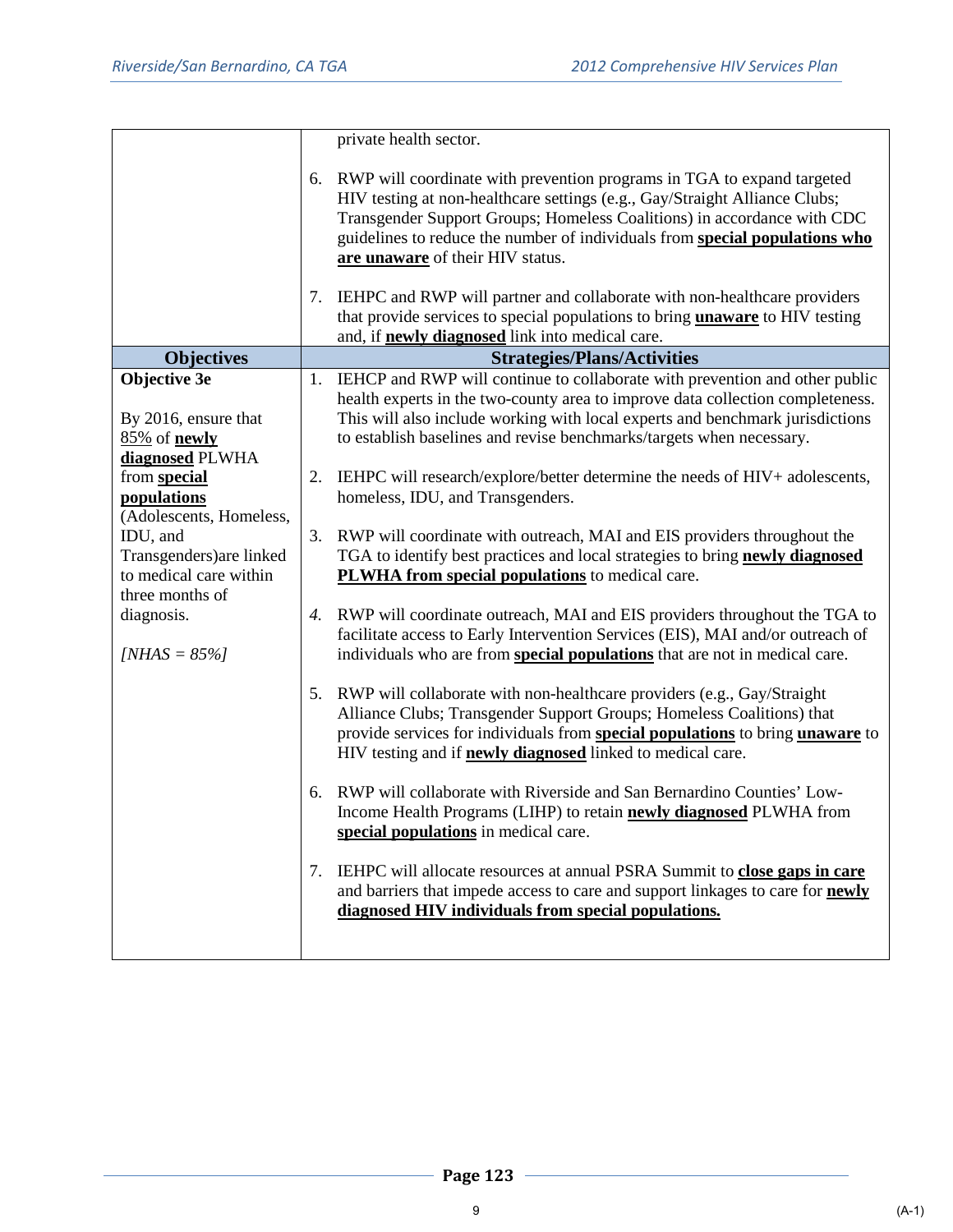| | |
|---|---|
| | private health sector.<br><br>6. RWP will coordinate with prevention programs in TGA to expand targeted HIV testing at non-healthcare settings (e.g., Gay/Straight Alliance Clubs; Transgender Support Groups; Homeless Coalitions) in accordance with CDC guidelines to reduce the number of individuals from **special populations who are unaware** of their HIV status.<br><br>7. IEHPC and RWP will partner and collaborate with non-healthcare providers that provide services to special populations to bring **unaware** to HIV testing and, if **newly diagnosed** link into medical care. |
| **Objectives** | **Strategies/Plans/Activities** |
| **Objective 3e**<br><br>By 2016, ensure that 85% of **newly diagnosed** PLWHA from **special populations** (Adolescents, Homeless, IDU, and Transgenders)are linked to medical care within three months of diagnosis.<br><br>*[NHAS = 85%]* | 1. IEHCP and RWP will continue to collaborate with prevention and other public health experts in the two-county area to improve data collection completeness. This will also include working with local experts and benchmark jurisdictions to establish baselines and revise benchmarks/targets when necessary.<br><br>2. IEHPC will research/explore/better determine the needs of HIV+ adolescents, homeless, IDU, and Transgenders.<br><br>3. RWP will coordinate with outreach, MAI and EIS providers throughout the TGA to identify best practices and local strategies to bring **newly diagnosed PLWHA from special populations** to medical care.<br><br>*4.* RWP will coordinate outreach, MAI and EIS providers throughout the TGA to facilitate access to Early Intervention Services (EIS), MAI and/or outreach of individuals who are from **special populations** that are not in medical care.<br><br>5. RWP will collaborate with non-healthcare providers (e.g., Gay/Straight Alliance Clubs; Transgender Support Groups; Homeless Coalitions) that provide services for individuals from **special populations** to bring **unaware** to HIV testing and if **newly diagnosed** linked to medical care.<br><br>6. RWP will collaborate with Riverside and San Bernardino Counties' Low-Income Health Programs (LIHP) to retain **newly diagnosed** PLWHA from **special populations** in medical care.<br><br>7. IEHPC will allocate resources at annual PSRA Summit to **close gaps in care** and barriers that impede access to care and support linkages to care for **newly diagnosed HIV individuals from special populations.** |

(A-1)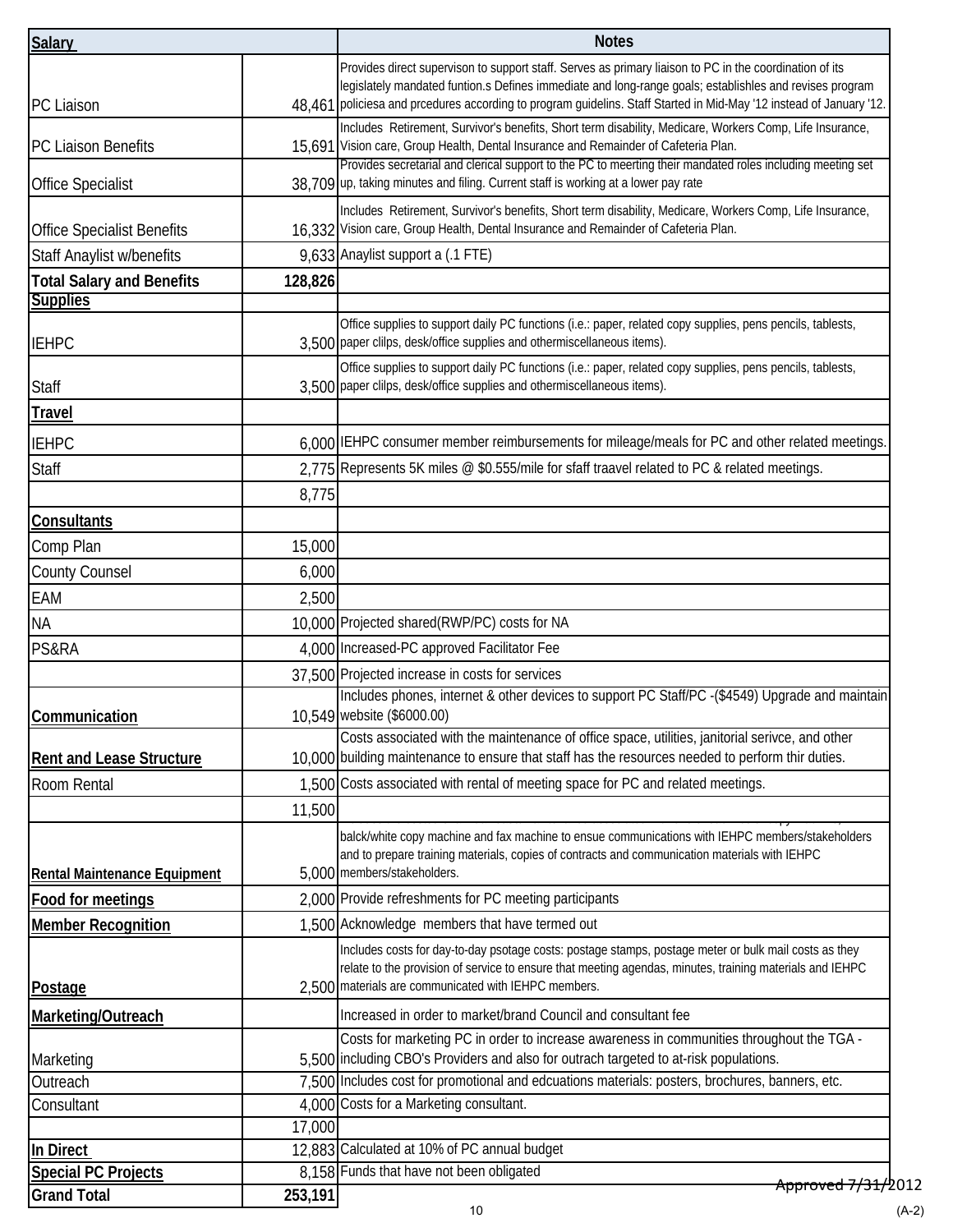| **Salary** | | **Notes** |
|---|---|---|
| PC Liaison | 48,461 | Provides direct supervison to support staff. Serves as primary liaison to PC in the coordination of its legislately mandated funtion.s Defines immediate and long-range goals; establishles and revises program policiesa and prcedures according to program guidelins. Staff Started in Mid-May '12 instead of January '12. |
| PC Liaison Benefits | 15,691 | Includes Retirement, Survivor's benefits, Short term disability, Medicare, Workers Comp, Life Insurance, Vision care, Group Health, Dental Insurance and Remainder of Cafeteria Plan. |
| Office Specialist | 38,709 | Provides secretarial and clerical support to the PC to meerting their mandated roles including meeting set up, taking minutes and filing. Current staff is working at a lower pay rate |
| Office Specialist Benefits | 16,332 | Includes Retirement, Survivor's benefits, Short term disability, Medicare, Workers Comp, Life Insurance, Vision care, Group Health, Dental Insurance and Remainder of Cafeteria Plan. |
| Staff Anaylist w/benefits | 9,633 | Anaylist support a (.1 FTE) |
| **Total Salary and Benefits** | **128,826** | |
| **Supplies** | | |
| IEHPC | 3,500 | Office supplies to support daily PC functions (i.e.: paper, related copy supplies, pens pencils, tablests, paper clilps, desk/office supplies and othermiscellaneous items). |
| Staff | 3,500 | Office supplies to support daily PC functions (i.e.: paper, related copy supplies, pens pencils, tablests, paper clilps, desk/office supplies and othermiscellaneous items). |
| **Travel** | | |
| IEHPC | 6,000 | IEHPC consumer member reimbursements for mileage/meals for PC and other related meetings. |
| Staff | 2,775 | Represents 5K miles @ $0.555/mile for sfaff traavel related to PC & related meetings. |
| | 8,775 | |
| **Consultants** | | |
| Comp Plan | 15,000 | |
| County Counsel | 6,000 | |
| EAM | 2,500 | |
| NA | 10,000 | Projected shared(RWP/PC) costs for NA |
| PS&RA | 4,000 | Increased-PC approved Facilitator Fee |
| | 37,500 | Projected increase in costs for services |
| **Communication** | 10,549 | Includes phones, internet & other devices to support PC Staff/PC -($4549) Upgrade and maintain website ($6000.00) |
| **Rent and Lease Structure** | 10,000 | Costs associated with the maintenance of office space, utilities, janitorial serivce, and other building maintenance to ensure that staff has the resources needed to perform thir duties. |
| Room Rental | 1,500 | Costs associated with rental of meeting space for PC and related meetings. |
| | 11,500 | |
| **Rental Maintenance Equipment** | 5,000 | balck/white copy machine and fax machine to ensue communications with IEHPC members/stakeholders and to prepare training materials, copies of contracts and communication materials with IEHPC members/stakeholders. |
| **Food for meetings** | 2,000 | Provide refreshments for PC meeting participants |
| **Member Recognition** | 1,500 | Acknowledge members that have termed out |
| **Postage** | 2,500 | Includes costs for day-to-day psotage costs: postage stamps, postage meter or bulk mail costs as they relate to the provision of service to ensure that meeting agendas, minutes, training materials and IEHPC materials are communicated with IEHPC members. |
| **Marketing/Outreach** | | Increased in order to market/brand Council and consultant fee |
| Marketing | 5,500 | Costs for marketing PC in order to increase awareness in communities throughout the TGA - including CBO's Providers and also for outrach targeted to at-risk populations. |
| Outreach | 7,500 | Includes cost for promotional and edcuations materials: posters, brochures, banners, etc. |
| Consultant | 4,000 | Costs for a Marketing consultant. |
| | 17,000 | |
| **In Direct** | 12,883 | Calculated at 10% of PC annual budget |
| **Special PC Projects** | 8,158 | Funds that have not been obligated |
| **Grand Total** | **253,191** | |

Approved 7/31/2012

(A-2)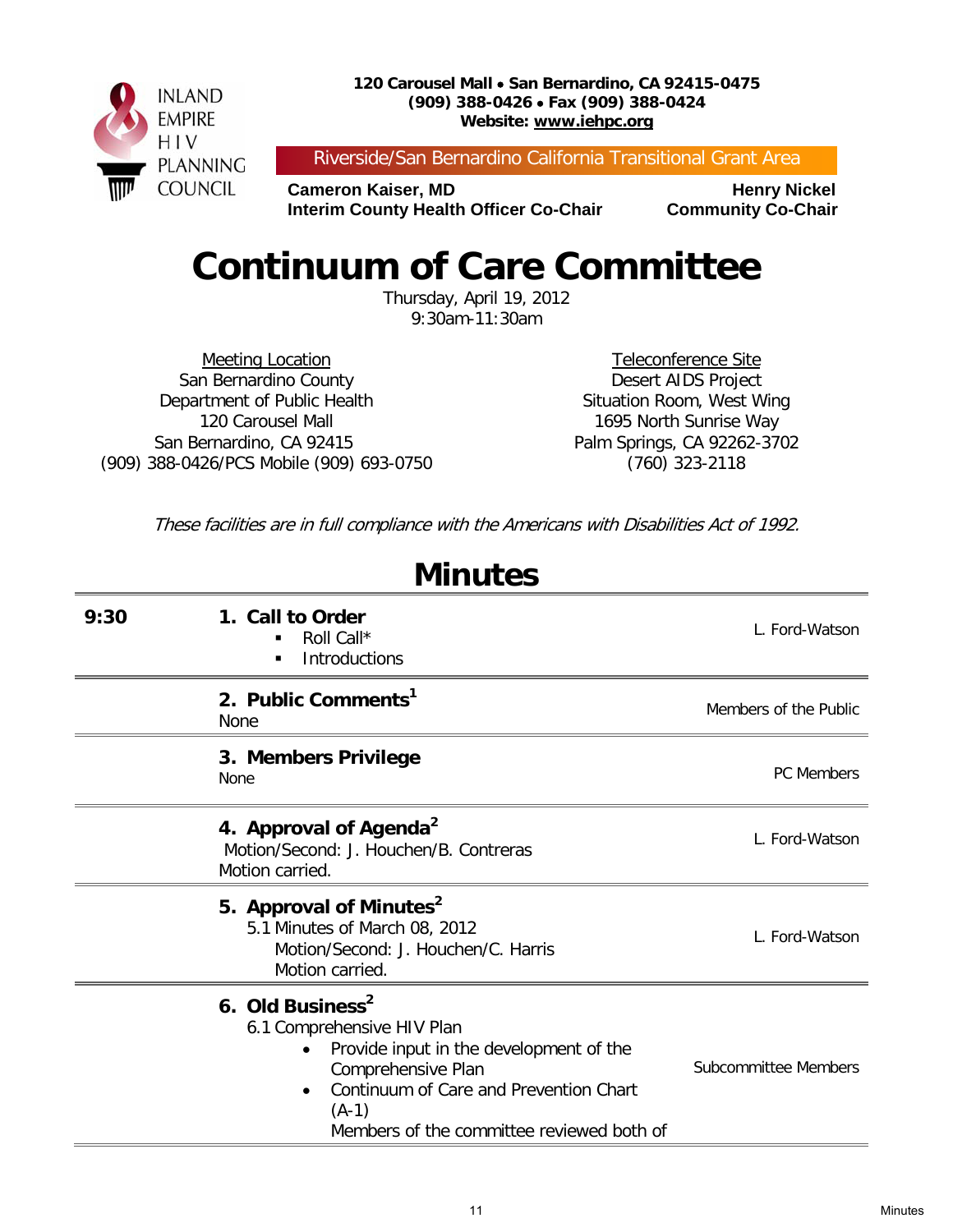INLAND EMPIRE HIV PLANNING COUNCIL

**120 Carousel Mall • San Bernardino, CA 92415-0475**
**(909) 388-0426 • Fax (909) 388-0424**
**Website: www.iehpc.org**

Riverside/San Bernardino California Transitional Grant Area

**Cameron Kaiser, MD**
**Interim County Health Officer Co-Chair**

**Henry Nickel**
**Community Co-Chair**

# Continuum of Care Committee

Thursday, April 19, 2012
9:30am-11:30am

Meeting Location
San Bernardino County
Department of Public Health
120 Carousel Mall
San Bernardino, CA 92415
(909) 388-0426/PCS Mobile (909) 693-0750

Teleconference Site
Desert AIDS Project
Situation Room, West Wing
1695 North Sunrise Way
Palm Springs, CA 92262-3702
(760) 323-2118

*These facilities are in full compliance with the Americans with Disabilities Act of 1992.*

## Minutes

| | | |
|---|---|---|
| **9:30** | **1. Call to Order**<br>▪ Roll Call*<br>▪ Introductions | L. Ford-Watson |
| | **2. Public Comments[1]**<br>None | Members of the Public |
| | **3. Members Privilege**<br>None | PC Members |
| | **4. Approval of Agenda[2]**<br>Motion/Second: J. Houchen/B. Contreras<br>Motion carried. | L. Ford-Watson |
| | **5. Approval of Minutes[2]**<br>5.1 Minutes of March 08, 2012<br>Motion/Second: J. Houchen/C. Harris<br>Motion carried. | L. Ford-Watson |
| | **6. Old Business[2]**<br>6.1 Comprehensive HIV Plan<br>• Provide input in the development of the Comprehensive Plan<br>• Continuum of Care and Prevention Chart (A-1)<br>Members of the committee reviewed both of | Subcommittee Members |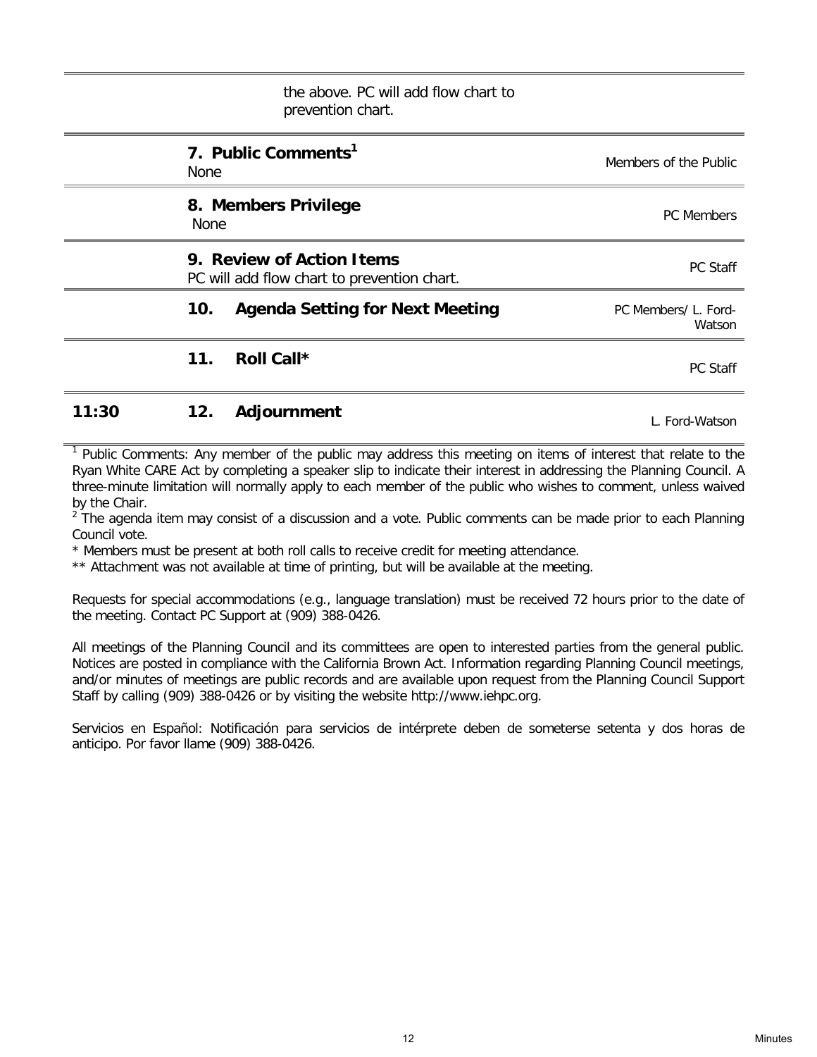| | | |
|---|---|---|
| | the above. PC will add flow chart to prevention chart. | |
| | **7. Public Comments[1]** None | Members of the Public |
| | **8. Members Privilege** None | PC Members |
| | **9. Review of Action Items** PC will add flow chart to prevention chart. | PC Staff |
| | **10. Agenda Setting for Next Meeting** | PC Members/ L. Ford-Watson |
| | **11. Roll Call*** | PC Staff |
| **11:30** | **12. Adjournment** | L. Ford-Watson |

[1] Public Comments: Any member of the public may address this meeting on items of interest that relate to the Ryan White CARE Act by completing a speaker slip to indicate their interest in addressing the Planning Council. A three-minute limitation will normally apply to each member of the public who wishes to comment, unless waived by the Chair.

[2] The agenda item may consist of a discussion and a vote. Public comments can be made prior to each Planning Council vote.

* Members must be present at both roll calls to receive credit for meeting attendance.

** Attachment was not available at time of printing, but will be available at the meeting.

Requests for special accommodations (e.g., language translation) must be received 72 hours prior to the date of the meeting. Contact PC Support at (909) 388-0426.

All meetings of the Planning Council and its committees are open to interested parties from the general public. Notices are posted in compliance with the California Brown Act. Information regarding Planning Council meetings, and/or minutes of meetings are public records and are available upon request from the Planning Council Support Staff by calling (909) 388-0426 or by visiting the website http://www.iehpc.org.

Servicios en Español: Notificación para servicios de intérprete deben de someterse setenta y dos horas de anticipo. Por favor llame (909) 388-0426.